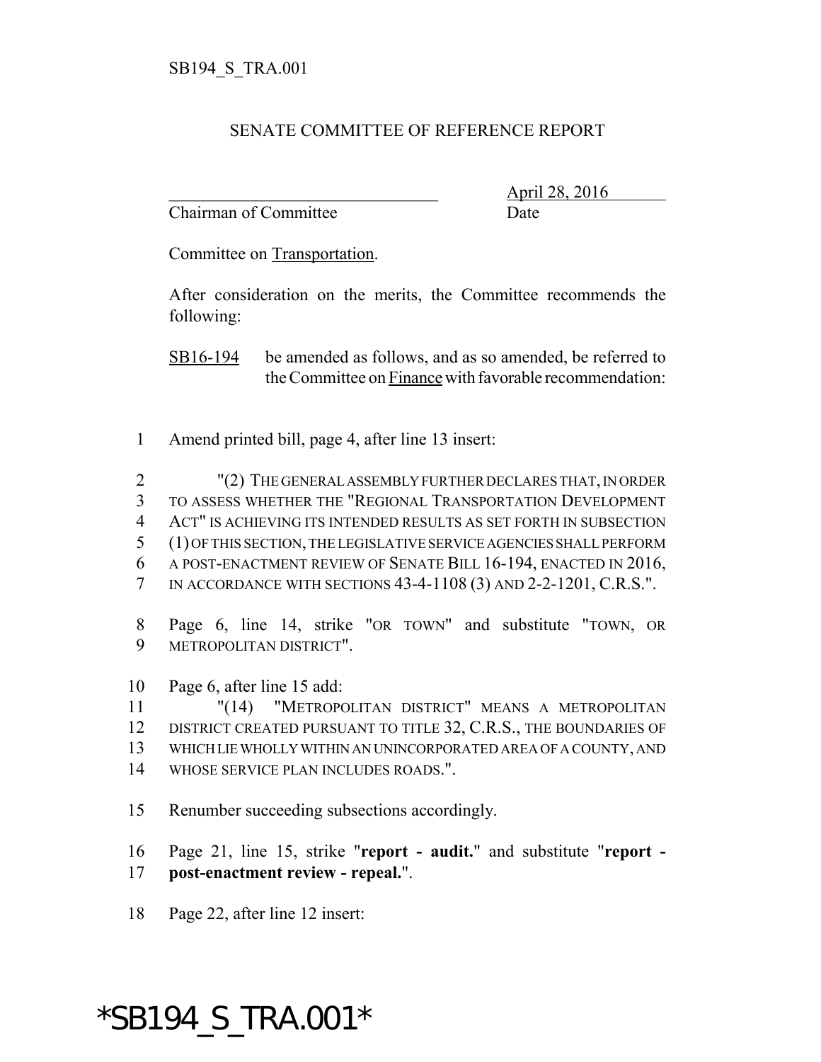SB194_S_TRA.001

SENATE COMMITTEE OF REFERENCE REPORT

\_\_\_\_\_\_\_\_\_\_\_\_\_\_\_\_\_\_\_\_\_\_\_\_\_\_\_\_\_\_\_\_ April 28, 2016

Chairman of Committee Date

Committee on Transportation.

After consideration on the merits, the Committee recommends the following:

SB16-194 be amended as follows, and as so amended, be referred to the Committee on Finance with favorable recommendation:

1 Amend printed bill, page 4, after line 13 insert:

2 "(2) THE GENERAL ASSEMBLY FURTHER DECLARES THAT, IN ORDER
3 TO ASSESS WHETHER THE "REGIONAL TRANSPORTATION DEVELOPMENT
4 ACT" IS ACHIEVING ITS INTENDED RESULTS AS SET FORTH IN SUBSECTION
5 (1) OF THIS SECTION, THE LEGISLATIVE SERVICE AGENCIES SHALL PERFORM
6 A POST-ENACTMENT REVIEW OF SENATE BILL 16-194, ENACTED IN 2016,
7 IN ACCORDANCE WITH SECTIONS 43-4-1108 (3) AND 2-2-1201, C.R.S.".

8 Page 6, line 14, strike "OR TOWN" and substitute "TOWN, OR
9 METROPOLITAN DISTRICT".

10 Page 6, after line 15 add:
11 "(14) "METROPOLITAN DISTRICT" MEANS A METROPOLITAN
12 DISTRICT CREATED PURSUANT TO TITLE 32, C.R.S., THE BOUNDARIES OF
13 WHICH LIE WHOLLY WITHIN AN UNINCORPORATED AREA OF A COUNTY, AND
14 WHOSE SERVICE PLAN INCLUDES ROADS.".

15 Renumber succeeding subsections accordingly.

16 Page 21, line 15, strike "**report - audit.**" and substitute "**report -**
17 **post-enactment review - repeal.**".

18 Page 22, after line 12 insert:

*SB194_S_TRA.001*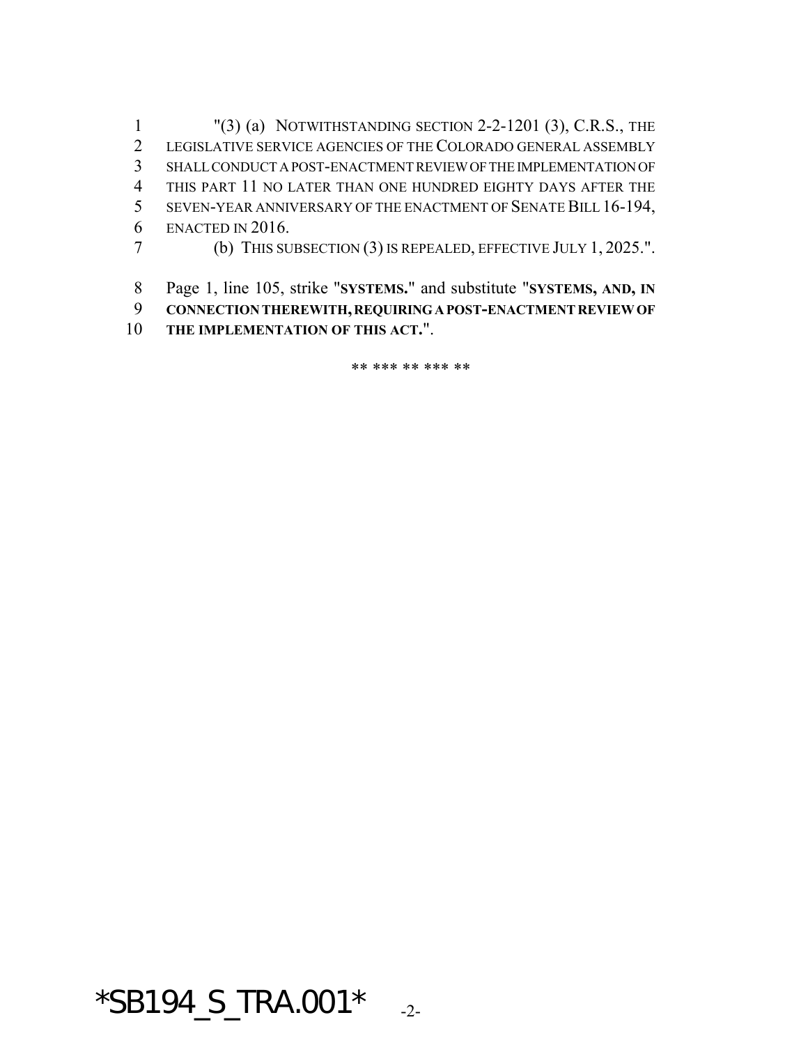"(3) (a) NOTWITHSTANDING SECTION 2-2-1201 (3), C.R.S., THE LEGISLATIVE SERVICE AGENCIES OF THE COLORADO GENERAL ASSEMBLY SHALL CONDUCT A POST-ENACTMENT REVIEW OF THE IMPLEMENTATION OF THIS PART 11 NO LATER THAN ONE HUNDRED EIGHTY DAYS AFTER THE SEVEN-YEAR ANNIVERSARY OF THE ENACTMENT OF SENATE BILL 16-194, ENACTED IN 2016.

(b) THIS SUBSECTION (3) IS REPEALED, EFFECTIVE JULY 1, 2025.".

Page 1, line 105, strike "**SYSTEMS.**" and substitute "**SYSTEMS, AND, IN CONNECTION THEREWITH, REQUIRING A POST-ENACTMENT REVIEW OF THE IMPLEMENTATION OF THIS ACT.**".

** *** ** *** **

*SB194_S_TRA.001*